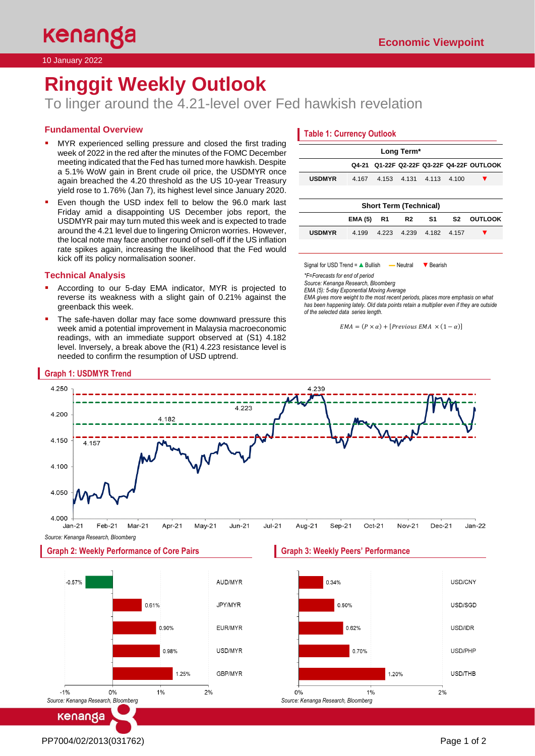Economic Viewpoint

10 January 2022

# Ringgit Weekly Outlook

## To linger around the 4.21-level over Fed hawkish revelation

### Fundamental Overview

- MYR experienced selling pressure and closed the first trading week of 2022 in the red after the minutes of the FOMC December meeting indicated that the Fed has turned more hawkish. Despite a 5.1% WoW gain in Brent crude oil price, the USDMYR once again breached the 4.20 threshold as the US 10-year Treasury yield rose to 1.76% (Jan 7), its highest level since January 2020.
- Even though the USD index fell to below the 96.0 mark last Friday amid a disappointing US December jobs report, the USDMYR pair may turn muted this week and is expected to trade around the 4.21 level due to lingering Omicron worries. However, the local note may face another round of sell-off if the US inflation rate spikes again, increasing the likelihood that the Fed would kick off its policy normalisation sooner.

### Technical Analysis

- According to our 5-day EMA indicator, MYR is projected to reverse its weakness with a slight gain of 0.21% against the greenback this week.
- The safe-haven dollar may face some downward pressure this week amid a potential improvement in Malaysia macroeconomic readings, with an immediate support observed at (S1) 4.182 level. Inversely, a break above the (R1) 4.223 resistance level is needed to confirm the resumption of USD uptrend.

### Table 1: Currency Outlook

**Long Term***

| | Q4-21 | Q1-22F | Q2-22F | Q3-22F | Q4-22F | OUTLOOK |
|---|---|---|---|---|---|---|
| USDMYR | 4.167 | 4.153 | 4.131 | 4.113 | 4.100 | ▼ |

**Short Term (Technical)**

| | EMA (5) | R1 | R2 | S1 | S2 | OUTLOOK |
|---|---|---|---|---|---|---|
| USDMYR | 4.199 | 4.223 | 4.239 | 4.182 | 4.157 | ▼ |

Signal for USD Trend = ▲ Bullish — Neutral ▼ Bearish

*\*F=Forecasts for end of period*
*Source: Kenanga Research, Bloomberg*
*EMA (5): 5-day Exponential Moving Average*
*EMA gives more weight to the most recent periods, places more emphasis on what has been happening lately. Old data points retain a multiplier even if they are outside of the selected data series length.*

$$EMA = (P \times \alpha) + [Previous\ EMA \times (1 - \alpha)]$$

### Graph 1: USDMYR Trend

Source: Kenanga Research, Bloomberg

### Graph 2: Weekly Performance of Core Pairs

| Pair | Change |
|---|---|
| AUD/MYR | -0.57% |
| JPY/MYR | 0.61% |
| EUR/MYR | 0.90% |
| USD/MYR | 0.98% |
| GBP/MYR | 1.25% |

Source: Kenanga Research, Bloomberg

### Graph 3: Weekly Peers' Performance

| Pair | Change |
|---|---|
| USD/CNY | 0.34% |
| USD/SGD | 0.50% |
| USD/IDR | 0.62% |
| USD/PHP | 0.70% |
| USD/THB | 1.20% |

Source: Kenanga Research, Bloomberg

PP7004/02/2013(031762)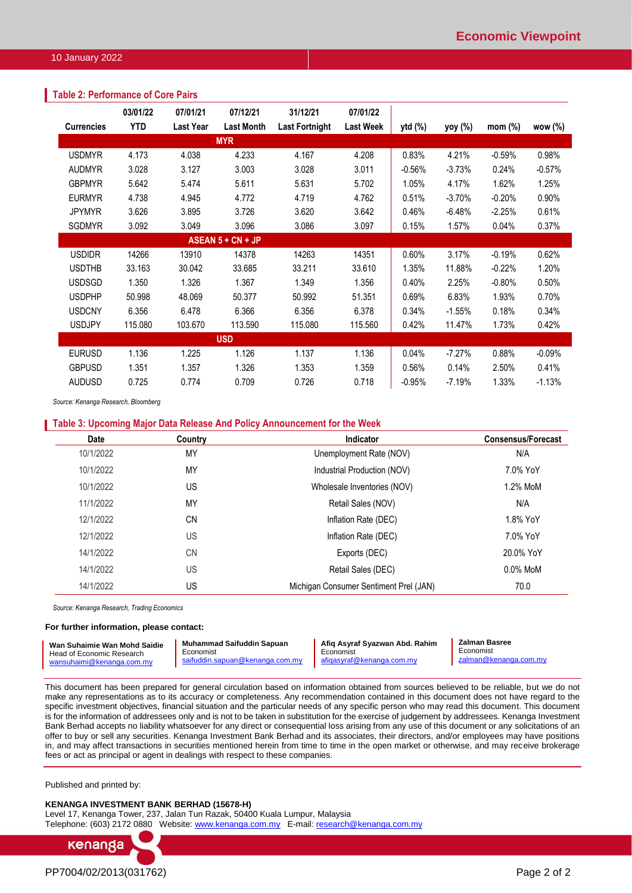## Table 2: Performance of Core Pairs

| Currencies | 03/01/22 YTD | 07/01/21 Last Year | 07/12/21 Last Month | 31/12/21 Last Fortnight | 07/01/22 Last Week | ytd (%) | yoy (%) | mom (%) | wow (%) |
|---|---|---|---|---|---|---|---|---|---|
| **MYR** | | | | | | | | | |
| USDMYR | 4.173 | 4.038 | 4.233 | 4.167 | 4.208 | 0.83% | 4.21% | -0.59% | 0.98% |
| AUDMYR | 3.028 | 3.127 | 3.003 | 3.028 | 3.011 | -0.56% | -3.73% | 0.24% | -0.57% |
| GBPMYR | 5.642 | 5.474 | 5.611 | 5.631 | 5.702 | 1.05% | 4.17% | 1.62% | 1.25% |
| EURMYR | 4.738 | 4.945 | 4.772 | 4.719 | 4.762 | 0.51% | -3.70% | -0.20% | 0.90% |
| JPYMYR | 3.626 | 3.895 | 3.726 | 3.620 | 3.642 | 0.46% | -6.48% | -2.25% | 0.61% |
| SGDMYR | 3.092 | 3.049 | 3.096 | 3.086 | 3.097 | 0.15% | 1.57% | 0.04% | 0.37% |
| **ASEAN 5 + CN + JP** | | | | | | | | | |
| USDIDR | 14266 | 13910 | 14378 | 14263 | 14351 | 0.60% | 3.17% | -0.19% | 0.62% |
| USDTHB | 33.163 | 30.042 | 33.685 | 33.211 | 33.610 | 1.35% | 11.88% | -0.22% | 1.20% |
| USDSGD | 1.350 | 1.326 | 1.367 | 1.349 | 1.356 | 0.40% | 2.25% | -0.80% | 0.50% |
| USDPHP | 50.998 | 48.069 | 50.377 | 50.992 | 51.351 | 0.69% | 6.83% | 1.93% | 0.70% |
| USDCNY | 6.356 | 6.478 | 6.366 | 6.356 | 6.378 | 0.34% | -1.55% | 0.18% | 0.34% |
| USDJPY | 115.080 | 103.670 | 113.590 | 115.080 | 115.560 | 0.42% | 11.47% | 1.73% | 0.42% |
| **USD** | | | | | | | | | |
| EURUSD | 1.136 | 1.225 | 1.126 | 1.137 | 1.136 | 0.04% | -7.27% | 0.88% | -0.09% |
| GBPUSD | 1.351 | 1.357 | 1.326 | 1.353 | 1.359 | 0.56% | 0.14% | 2.50% | 0.41% |
| AUDUSD | 0.725 | 0.774 | 0.709 | 0.726 | 0.718 | -0.95% | -7.19% | 1.33% | -1.13% |

*Source: Kenanga Research, Bloomberg*

## Table 3: Upcoming Major Data Release And Policy Announcement for the Week

| Date | Country | Indicator | Consensus/Forecast |
|---|---|---|---|
| 10/1/2022 | MY | Unemployment Rate (NOV) | N/A |
| 10/1/2022 | MY | Industrial Production (NOV) | 7.0% YoY |
| 10/1/2022 | US | Wholesale Inventories (NOV) | 1.2% MoM |
| 11/1/2022 | MY | Retail Sales (NOV) | N/A |
| 12/1/2022 | CN | Inflation Rate (DEC) | 1.8% YoY |
| 12/1/2022 | US | Inflation Rate (DEC) | 7.0% YoY |
| 14/1/2022 | CN | Exports (DEC) | 20.0% YoY |
| 14/1/2022 | US | Retail Sales (DEC) | 0.0% MoM |
| 14/1/2022 | US | Michigan Consumer Sentiment Prel (JAN) | 70.0 |

*Source: Kenanga Research, Trading Economics*

**For further information, please contact:**

**Wan Suhaimie Wan Mohd Saidie**
Head of Economic Research
wansuhaimi@kenanga.com.my

**Muhammad Saifuddin Sapuan**
Economist
saifuddin.sapuan@kenanga.com.my

**Afiq Asyraf Syazwan Abd. Rahim**
Economist
afiqasyraf@kenanga.com.my

**Zalman Basree**
Economist
zalman@kenanga.com.my

This document has been prepared for general circulation based on information obtained from sources believed to be reliable, but we do not make any representations as to its accuracy or completeness. Any recommendation contained in this document does not have regard to the specific investment objectives, financial situation and the particular needs of any specific person who may read this document. This document is for the information of addressees only and is not to be taken in substitution for the exercise of judgement by addressees. Kenanga Investment Bank Berhad accepts no liability whatsoever for any direct or consequential loss arising from any use of this document or any solicitations of an offer to buy or sell any securities. Kenanga Investment Bank Berhad and its associates, their directors, and/or employees may have positions in, and may affect transactions in securities mentioned herein from time to time in the open market or otherwise, and may receive brokerage fees or act as principal or agent in dealings with respect to these companies.

Published and printed by:

**KENANGA INVESTMENT BANK BERHAD (15678-H)**
Level 17, Kenanga Tower, 237, Jalan Tun Razak, 50400 Kuala Lumpur, Malaysia
Telephone: (603) 2172 0880 Website: www.kenanga.com.my E-mail: research@kenanga.com.my

PP7004/02/2013(031762)